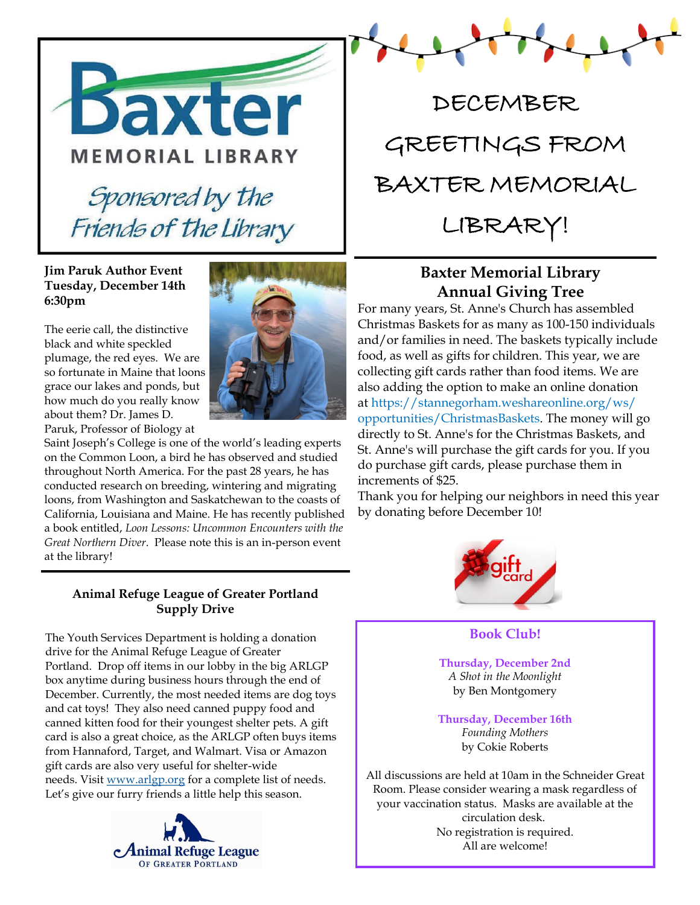# Baxter Memorial Library

*Sponsored by the Friends of the Library*

# DECEMBER GREETINGS FROM BAXTER MEMORIAL LIBRARY!

**Jim Paruk Author Event**
**Tuesday, December 14th**
**6:30pm**

The eerie call, the distinctive black and white speckled plumage, the red eyes. We are so fortunate in Maine that loons grace our lakes and ponds, but how much do you really know about them? Dr. James D. Paruk, Professor of Biology at Saint Joseph's College is one of the world's leading experts on the Common Loon, a bird he has observed and studied throughout North America. For the past 28 years, he has conducted research on breeding, wintering and migrating loons, from Washington and Saskatchewan to the coasts of California, Louisiana and Maine. He has recently published a book entitled, *Loon Lessons: Uncommon Encounters with the Great Northern Diver*. Please note this is an in-person event at the library!

## Animal Refuge League of Greater Portland Supply Drive

The Youth Services Department is holding a donation drive for the Animal Refuge League of Greater Portland. Drop off items in our lobby in the big ARLGP box anytime during business hours through the end of December. Currently, the most needed items are dog toys and cat toys! They also need canned puppy food and canned kitten food for their youngest shelter pets. A gift card is also a great choice, as the ARLGP often buys items from Hannaford, Target, and Walmart. Visa or Amazon gift cards are also very useful for shelter-wide needs. Visit www.arlgp.org for a complete list of needs. Let's give our furry friends a little help this season.

Animal Refuge League of Greater Portland

## Baxter Memorial Library Annual Giving Tree

For many years, St. Anne's Church has assembled Christmas Baskets for as many as 100-150 individuals and/or families in need. The baskets typically include food, as well as gifts for children. This year, we are collecting gift cards rather than food items. We are also adding the option to make an online donation at https://stannegorham.weshareonline.org/ws/opportunities/ChristmasBaskets. The money will go directly to St. Anne's for the Christmas Baskets, and St. Anne's will purchase the gift cards for you. If you do purchase gift cards, please purchase them in increments of $25.

Thank you for helping our neighbors in need this year by donating before December 10!

## Book Club!

**Thursday, December 2nd**
*A Shot in the Moonlight*
by Ben Montgomery

**Thursday, December 16th**
*Founding Mothers*
by Cokie Roberts

All discussions are held at 10am in the Schneider Great Room. Please consider wearing a mask regardless of your vaccination status. Masks are available at the circulation desk.
No registration is required.
All are welcome!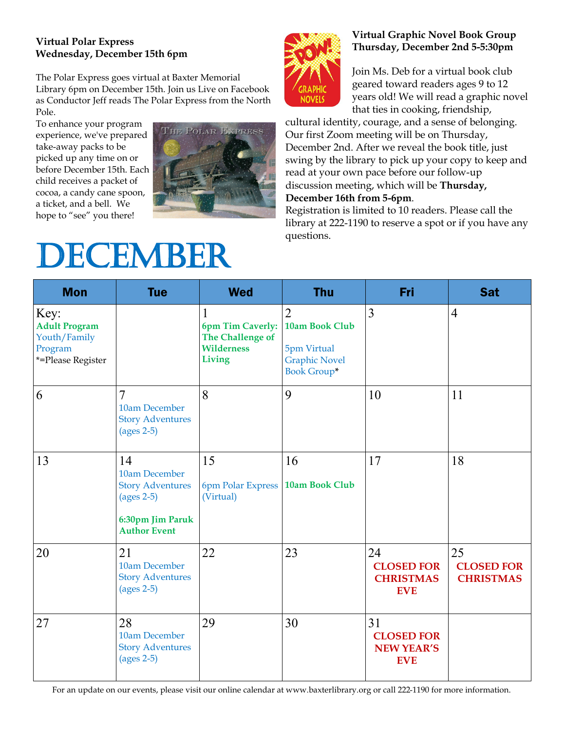### Virtual Polar Express
### Wednesday, December 15th 6pm

The Polar Express goes virtual at Baxter Memorial Library 6pm on December 15th. Join us Live on Facebook as Conductor Jeff reads The Polar Express from the North Pole.

To enhance your program experience, we've prepared take-away packs to be picked up any time on or before December 15th. Each child receives a packet of cocoa, a candy cane spoon, a ticket, and a bell. We hope to "see" you there!

### Virtual Graphic Novel Book Group
### Thursday, December 2nd 5-5:30pm

Join Ms. Deb for a virtual book club geared toward readers ages 9 to 12 years old! We will read a graphic novel that ties in cooking, friendship, cultural identity, courage, and a sense of belonging. Our first Zoom meeting will be on Thursday, December 2nd. After we reveal the book title, just swing by the library to pick up your copy to keep and read at your own pace before our follow-up discussion meeting, which will be **Thursday, December 16th from 5-6pm**.

Registration is limited to 10 readers. Please call the library at 222-1190 to reserve a spot or if you have any questions.

# DECEMBER

| Mon | Tue | Wed | Thu | Fri | Sat |
|---|---|---|---|---|---|
| Key:<br>**Adult Program**<br>Youth/Family Program<br>*=Please Register | | 1<br>**6pm Tim Caverly: The Challenge of Wilderness Living** | 2<br>**10am Book Club**<br><br>5pm Virtual Graphic Novel Book Group* | 3 | 4 |
| 6 | 7<br>10am December Story Adventures (ages 2-5) | 8 | 9 | 10 | 11 |
| 13 | 14<br>10am December Story Adventures (ages 2-5)<br><br>**6:30pm Jim Paruk Author Event** | 15<br>6pm Polar Express (Virtual) | 16<br>**10am Book Club** | 17 | 18 |
| 20 | 21<br>10am December Story Adventures (ages 2-5) | 22 | 23 | 24<br>**CLOSED FOR CHRISTMAS EVE** | 25<br>**CLOSED FOR CHRISTMAS** |
| 27 | 28<br>10am December Story Adventures (ages 2-5) | 29 | 30 | 31<br>**CLOSED FOR NEW YEAR'S EVE** | |

For an update on our events, please visit our online calendar at www.baxterlibrary.org or call 222-1190 for more information.